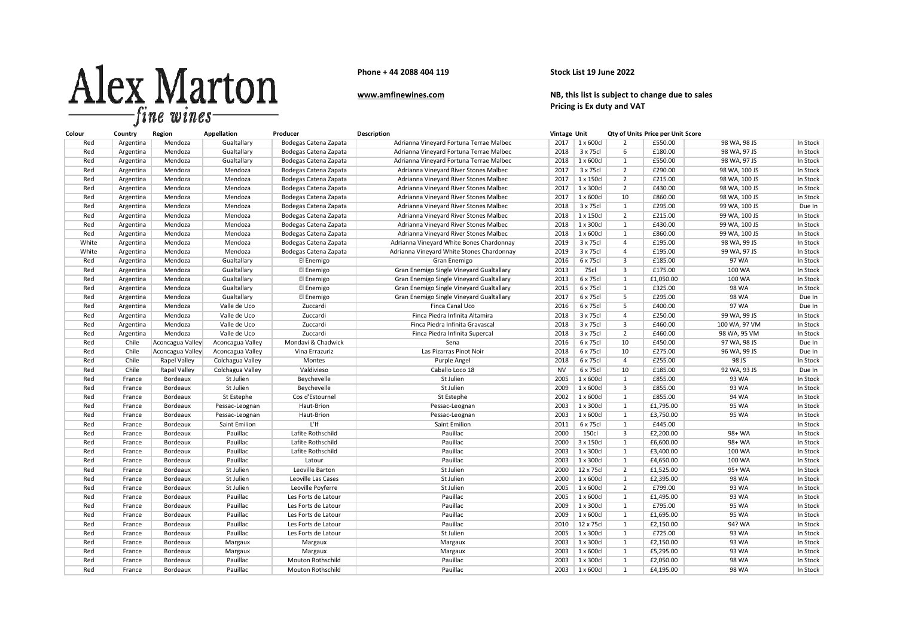# Alex Marton fine wines

**Phone + 44 2088 404 119**

**www.amfinewines.com**

**Stock List 19 June 2022**

**NB, this list is subject to change due to sales**
**Pricing is Ex duty and VAT**

| Colour | Country | Region | Appellation | Producer | Description | Vintage | Unit | Qty of Units | Price per Unit | Score | |
|---|---|---|---|---|---|---|---|---|---|---|---|
| Red | Argentina | Mendoza | Gualtallary | Bodegas Catena Zapata | Adrianna Vineyard Fortuna Terrae Malbec | 2017 | 1 x 600cl | 2 | £550.00 | 98 WA, 98 JS | In Stock |
| Red | Argentina | Mendoza | Gualtallary | Bodegas Catena Zapata | Adrianna Vineyard Fortuna Terrae Malbec | 2018 | 3 x 75cl | 6 | £180.00 | 98 WA, 97 JS | In Stock |
| Red | Argentina | Mendoza | Gualtallary | Bodegas Catena Zapata | Adrianna Vineyard Fortuna Terrae Malbec | 2018 | 1 x 600cl | 1 | £550.00 | 98 WA, 97 JS | In Stock |
| Red | Argentina | Mendoza | Mendoza | Bodegas Catena Zapata | Adrianna Vineyard River Stones Malbec | 2017 | 3 x 75cl | 2 | £290.00 | 98 WA, 100 JS | In Stock |
| Red | Argentina | Mendoza | Mendoza | Bodegas Catena Zapata | Adrianna Vineyard River Stones Malbec | 2017 | 1 x 150cl | 2 | £215.00 | 98 WA, 100 JS | In Stock |
| Red | Argentina | Mendoza | Mendoza | Bodegas Catena Zapata | Adrianna Vineyard River Stones Malbec | 2017 | 1 x 300cl | 2 | £430.00 | 98 WA, 100 JS | In Stock |
| Red | Argentina | Mendoza | Mendoza | Bodegas Catena Zapata | Adrianna Vineyard River Stones Malbec | 2017 | 1 x 600cl | 10 | £860.00 | 98 WA, 100 JS | In Stock |
| Red | Argentina | Mendoza | Mendoza | Bodegas Catena Zapata | Adrianna Vineyard River Stones Malbec | 2018 | 3 x 75cl | 1 | £295.00 | 99 WA, 100 JS | Due In |
| Red | Argentina | Mendoza | Mendoza | Bodegas Catena Zapata | Adrianna Vineyard River Stones Malbec | 2018 | 1 x 150cl | 2 | £215.00 | 99 WA, 100 JS | In Stock |
| Red | Argentina | Mendoza | Mendoza | Bodegas Catena Zapata | Adrianna Vineyard River Stones Malbec | 2018 | 1 x 300cl | 1 | £430.00 | 99 WA, 100 JS | In Stock |
| Red | Argentina | Mendoza | Mendoza | Bodegas Catena Zapata | Adrianna Vineyard River Stones Malbec | 2018 | 1 x 600cl | 1 | £860.00 | 99 WA, 100 JS | In Stock |
| White | Argentina | Mendoza | Mendoza | Bodegas Catena Zapata | Adrianna Vineyard White Bones Chardonnay | 2019 | 3 x 75cl | 4 | £195.00 | 98 WA, 99 JS | In Stock |
| White | Argentina | Mendoza | Mendoza | Bodegas Catena Zapata | Adrianna Vineyard White Stones Chardonnay | 2019 | 3 x 75cl | 4 | £195.00 | 99 WA, 97 JS | In Stock |
| Red | Argentina | Mendoza | Gualtallary | El Enemigo | Gran Enemigo | 2016 | 6 x 75cl | 3 | £185.00 | 97 WA | In Stock |
| Red | Argentina | Mendoza | Gualtallary | El Enemigo | Gran Enemigo Single Vineyard Gualtallary | 2013 | 75cl | 3 | £175.00 | 100 WA | In Stock |
| Red | Argentina | Mendoza | Gualtallary | El Enemigo | Gran Enemigo Single Vineyard Gualtallary | 2013 | 6 x 75cl | 1 | £1,050.00 | 100 WA | In Stock |
| Red | Argentina | Mendoza | Gualtallary | El Enemigo | Gran Enemigo Single Vineyard Gualtallary | 2015 | 6 x 75cl | 1 | £325.00 | 98 WA | In Stock |
| Red | Argentina | Mendoza | Gualtallary | El Enemigo | Gran Enemigo Single Vineyard Gualtallary | 2017 | 6 x 75cl | 5 | £295.00 | 98 WA | Due In |
| Red | Argentina | Mendoza | Valle de Uco | Zuccardi | Finca Canal Uco | 2016 | 6 x 75cl | 5 | £400.00 | 97 WA | Due In |
| Red | Argentina | Mendoza | Valle de Uco | Zuccardi | Finca Piedra Infinita Altamira | 2018 | 3 x 75cl | 4 | £250.00 | 99 WA, 99 JS | In Stock |
| Red | Argentina | Mendoza | Valle de Uco | Zuccardi | Finca Piedra Infinita Gravascal | 2018 | 3 x 75cl | 3 | £460.00 | 100 WA, 97 VM | In Stock |
| Red | Argentina | Mendoza | Valle de Uco | Zuccardi | Finca Piedra Infinita Supercal | 2018 | 3 x 75cl | 2 | £460.00 | 98 WA, 95 VM | In Stock |
| Red | Chile | Aconcagua Valley | Aconcagua Valley | Mondavi & Chadwick | Sena | 2016 | 6 x 75cl | 10 | £450.00 | 97 WA, 98 JS | Due In |
| Red | Chile | Aconcagua Valley | Aconcagua Valley | Vina Errazuriz | Las Pizarras Pinot Noir | 2018 | 6 x 75cl | 10 | £275.00 | 96 WA, 99 JS | Due In |
| Red | Chile | Rapel Valley | Colchagua Valley | Montes | Purple Angel | 2018 | 6 x 75cl | 4 | £255.00 | 98 JS | In Stock |
| Red | Chile | Rapel Valley | Colchagua Valley | Valdivieso | Caballo Loco 18 | NV | 6 x 75cl | 10 | £185.00 | 92 WA, 93 JS | Due In |
| Red | France | Bordeaux | St Julien | Beychevelle | St Julien | 2005 | 1 x 600cl | 1 | £855.00 | 93 WA | In Stock |
| Red | France | Bordeaux | St Julien | Beychevelle | St Julien | 2009 | 1 x 600cl | 3 | £855.00 | 93 WA | In Stock |
| Red | France | Bordeaux | St Estephe | Cos d'Estournel | St Estephe | 2002 | 1 x 600cl | 1 | £855.00 | 94 WA | In Stock |
| Red | France | Bordeaux | Pessac-Leognan | Haut-Brion | Pessac-Leognan | 2003 | 1 x 300cl | 1 | £1,795.00 | 95 WA | In Stock |
| Red | France | Bordeaux | Pessac-Leognan | Haut-Brion | Pessac-Leognan | 2003 | 1 x 600cl | 1 | £3,750.00 | 95 WA | In Stock |
| Red | France | Bordeaux | Saint Emilion | L'If | Saint Emilion | 2011 | 6 x 75cl | 1 | £445.00 | | In Stock |
| Red | France | Bordeaux | Pauillac | Lafite Rothschild | Pauillac | 2000 | 150cl | 3 | £2,200.00 | 98+ WA | In Stock |
| Red | France | Bordeaux | Pauillac | Lafite Rothschild | Pauillac | 2000 | 3 x 150cl | 1 | £6,600.00 | 98+ WA | In Stock |
| Red | France | Bordeaux | Pauillac | Lafite Rothschild | Pauillac | 2003 | 1 x 300cl | 1 | £3,400.00 | 100 WA | In Stock |
| Red | France | Bordeaux | Pauillac | Latour | Pauillac | 2003 | 1 x 300cl | 1 | £4,650.00 | 100 WA | In Stock |
| Red | France | Bordeaux | St Julien | Leoville Barton | St Julien | 2000 | 12 x 75cl | 2 | £1,525.00 | 95+ WA | In Stock |
| Red | France | Bordeaux | St Julien | Leoville Las Cases | St Julien | 2000 | 1 x 600cl | 1 | £2,395.00 | 98 WA | In Stock |
| Red | France | Bordeaux | St Julien | Leoville Poyferre | St Julien | 2005 | 1 x 600cl | 2 | £799.00 | 93 WA | In Stock |
| Red | France | Bordeaux | Pauillac | Les Forts de Latour | Pauillac | 2005 | 1 x 600cl | 1 | £1,495.00 | 93 WA | In Stock |
| Red | France | Bordeaux | Pauillac | Les Forts de Latour | Pauillac | 2009 | 1 x 300cl | 1 | £795.00 | 95 WA | In Stock |
| Red | France | Bordeaux | Pauillac | Les Forts de Latour | Pauillac | 2009 | 1 x 600cl | 1 | £1,695.00 | 95 WA | In Stock |
| Red | France | Bordeaux | Pauillac | Les Forts de Latour | Pauillac | 2010 | 12 x 75cl | 1 | £2,150.00 | 94? WA | In Stock |
| Red | France | Bordeaux | Pauillac | Les Forts de Latour | St Julien | 2005 | 1 x 300cl | 1 | £725.00 | 93 WA | In Stock |
| Red | France | Bordeaux | Margaux | Margaux | Margaux | 2003 | 1 x 300cl | 1 | £2,150.00 | 93 WA | In Stock |
| Red | France | Bordeaux | Margaux | Margaux | Margaux | 2003 | 1 x 600cl | 1 | £5,295.00 | 93 WA | In Stock |
| Red | France | Bordeaux | Pauillac | Mouton Rothschild | Pauillac | 2003 | 1 x 300cl | 1 | £2,050.00 | 98 WA | In Stock |
| Red | France | Bordeaux | Pauillac | Mouton Rothschild | Pauillac | 2003 | 1 x 600cl | 1 | £4,195.00 | 98 WA | In Stock |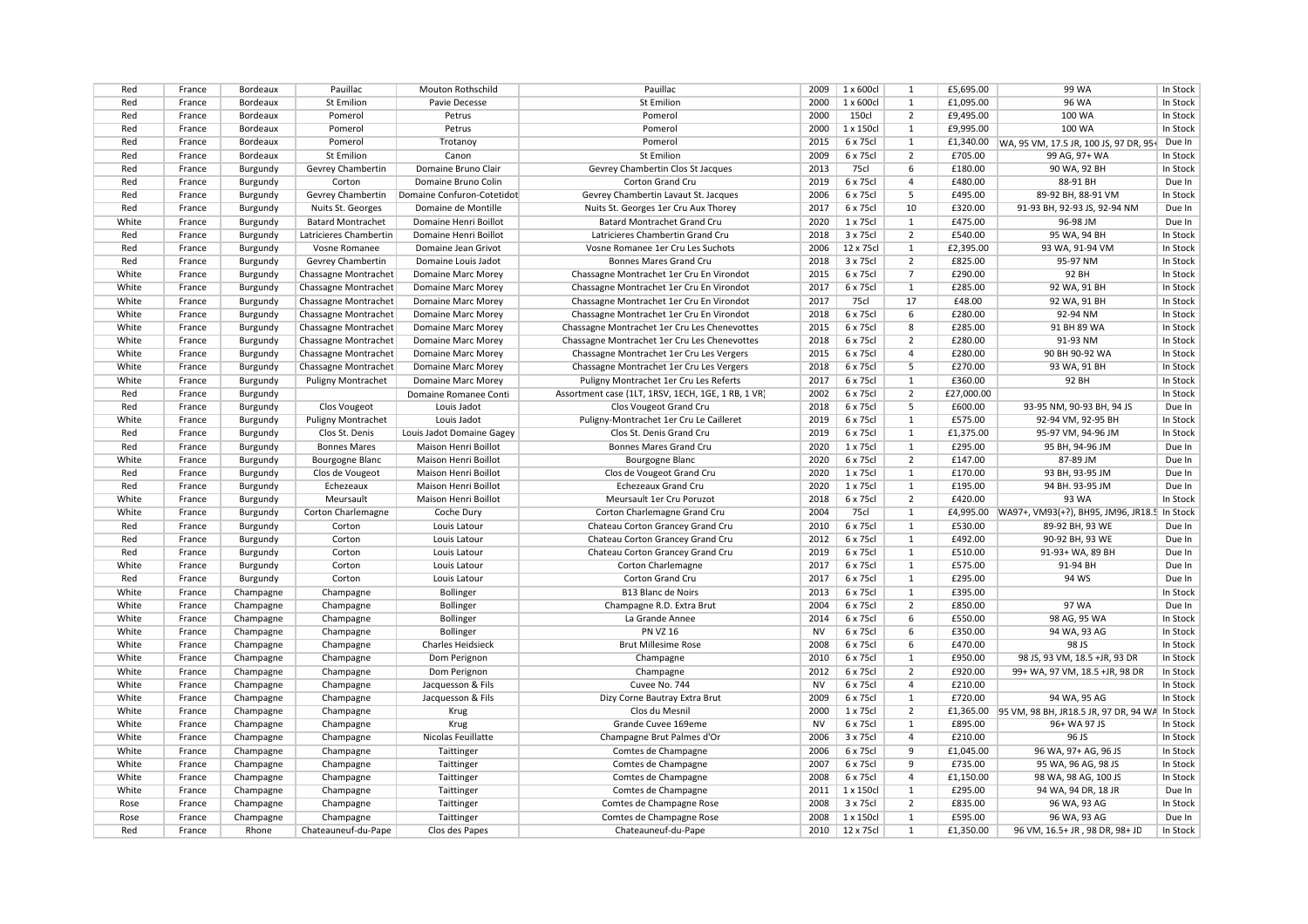| | | | | | | | | | | | |
|---|---|---|---|---|---|---|---|---|---|---|---|
| Red | France | Bordeaux | Pauillac | Mouton Rothschild | Pauillac | 2009 | 1 x 600cl | 1 | £5,695.00 | 99 WA | In Stock |
| Red | France | Bordeaux | St Emilion | Pavie Decesse | St Emilion | 2000 | 1 x 600cl | 1 | £1,095.00 | 96 WA | In Stock |
| Red | France | Bordeaux | Pomerol | Petrus | Pomerol | 2000 | 150cl | 2 | £9,495.00 | 100 WA | In Stock |
| Red | France | Bordeaux | Pomerol | Petrus | Pomerol | 2000 | 1 x 150cl | 1 | £9,995.00 | 100 WA | In Stock |
| Red | France | Bordeaux | Pomerol | Trotanoy | Pomerol | 2015 | 6 x 75cl | 1 | £1,340.00 | WA, 95 VM, 17.5 JR, 100 JS, 97 DR, 95+ | Due In |
| Red | France | Bordeaux | St Emilion | Canon | St Emilion | 2009 | 6 x 75cl | 2 | £705.00 | 99 AG, 97+ WA | In Stock |
| Red | France | Burgundy | Gevrey Chambertin | Domaine Bruno Clair | Gevrey Chambertin Clos St Jacques | 2013 | 75cl | 6 | £180.00 | 90 WA, 92 BH | In Stock |
| Red | France | Burgundy | Corton | Domaine Bruno Colin | Corton Grand Cru | 2019 | 6 x 75cl | 4 | £480.00 | 88-91 BH | Due In |
| Red | France | Burgundy | Gevrey Chambertin | Domaine Confuron-Cotetidot | Gevrey Chambertin Lavaut St. Jacques | 2006 | 6 x 75cl | 5 | £495.00 | 89-92 BH, 88-91 VM | In Stock |
| Red | France | Burgundy | Nuits St. Georges | Domaine de Montille | Nuits St. Georges 1er Cru Aux Thorey | 2017 | 6 x 75cl | 10 | £320.00 | 91-93 BH, 92-93 JS, 92-94 NM | Due In |
| White | France | Burgundy | Batard Montrachet | Domaine Henri Boillot | Batard Montrachet Grand Cru | 2020 | 1 x 75cl | 1 | £475.00 | 96-98 JM | Due In |
| Red | France | Burgundy | Latricieres Chambertin | Domaine Henri Boillot | Latricieres Chambertin Grand Cru | 2018 | 3 x 75cl | 2 | £540.00 | 95 WA, 94 BH | In Stock |
| Red | France | Burgundy | Vosne Romanee | Domaine Jean Grivot | Vosne Romanee 1er Cru Les Suchots | 2006 | 12 x 75cl | 1 | £2,395.00 | 93 WA, 91-94 VM | In Stock |
| Red | France | Burgundy | Gevrey Chambertin | Domaine Louis Jadot | Bonnes Mares Grand Cru | 2018 | 3 x 75cl | 2 | £825.00 | 95-97 NM | In Stock |
| White | France | Burgundy | Chassagne Montrachet | Domaine Marc Morey | Chassagne Montrachet 1er Cru En Virondot | 2015 | 6 x 75cl | 7 | £290.00 | 92 BH | In Stock |
| White | France | Burgundy | Chassagne Montrachet | Domaine Marc Morey | Chassagne Montrachet 1er Cru En Virondot | 2017 | 6 x 75cl | 1 | £285.00 | 92 WA, 91 BH | In Stock |
| White | France | Burgundy | Chassagne Montrachet | Domaine Marc Morey | Chassagne Montrachet 1er Cru En Virondot | 2017 | 75cl | 17 | £48.00 | 92 WA, 91 BH | In Stock |
| White | France | Burgundy | Chassagne Montrachet | Domaine Marc Morey | Chassagne Montrachet 1er Cru En Virondot | 2018 | 6 x 75cl | 6 | £280.00 | 92-94 NM | In Stock |
| White | France | Burgundy | Chassagne Montrachet | Domaine Marc Morey | Chassagne Montrachet 1er Cru Les Chenevottes | 2015 | 6 x 75cl | 8 | £285.00 | 91 BH 89 WA | In Stock |
| White | France | Burgundy | Chassagne Montrachet | Domaine Marc Morey | Chassagne Montrachet 1er Cru Les Chenevottes | 2018 | 6 x 75cl | 2 | £280.00 | 91-93 NM | In Stock |
| White | France | Burgundy | Chassagne Montrachet | Domaine Marc Morey | Chassagne Montrachet 1er Cru Les Vergers | 2015 | 6 x 75cl | 4 | £280.00 | 90 BH 90-92 WA | In Stock |
| White | France | Burgundy | Chassagne Montrachet | Domaine Marc Morey | Chassagne Montrachet 1er Cru Les Vergers | 2018 | 6 x 75cl | 5 | £270.00 | 93 WA, 91 BH | In Stock |
| White | France | Burgundy | Puligny Montrachet | Domaine Marc Morey | Puligny Montrachet 1er Cru Les Referts | 2017 | 6 x 75cl | 1 | £360.00 | 92 BH | In Stock |
| Red | France | Burgundy | | Domaine Romanee Conti | Assortment case (1LT, 1RSV, 1ECH, 1GE, 1 RB, 1 VR) | 2002 | 6 x 75cl | 2 | £27,000.00 | | In Stock |
| Red | France | Burgundy | Clos Vougeot | Louis Jadot | Clos Vougeot Grand Cru | 2018 | 6 x 75cl | 5 | £600.00 | 93-95 NM, 90-93 BH, 94 JS | Due In |
| White | France | Burgundy | Puligny Montrachet | Louis Jadot | Puligny-Montrachet 1er Cru Le Cailleret | 2019 | 6 x 75cl | 1 | £575.00 | 92-94 VM, 92-95 BH | In Stock |
| Red | France | Burgundy | Clos St. Denis | Louis Jadot Domaine Gagey | Clos St. Denis Grand Cru | 2019 | 6 x 75cl | 1 | £1,375.00 | 95-97 NM, 94-96 JM | In Stock |
| Red | France | Burgundy | Bonnes Mares | Maison Henri Boillot | Bonnes Mares Grand Cru | 2020 | 1 x 75cl | 1 | £295.00 | 95 BH, 94-96 JM | Due In |
| White | France | Burgundy | Bourgogne Blanc | Maison Henri Boillot | Bourgogne Blanc | 2020 | 6 x 75cl | 2 | £147.00 | 87-89 JM | Due In |
| Red | France | Burgundy | Clos de Vougeot | Maison Henri Boillot | Clos de Vougeot Grand Cru | 2020 | 1 x 75cl | 1 | £170.00 | 93 BH, 93-95 JM | Due In |
| Red | France | Burgundy | Echezeaux | Maison Henri Boillot | Echezeaux Grand Cru | 2020 | 1 x 75cl | 1 | £195.00 | 94 BH. 93-95 JM | Due In |
| White | France | Burgundy | Meursault | Maison Henri Boillot | Meursault 1er Cru Poruzot | 2018 | 6 x 75cl | 2 | £420.00 | 93 WA | In Stock |
| White | France | Burgundy | Corton Charlemagne | Coche Dury | Corton Charlemagne Grand Cru | 2004 | 75cl | 1 | £4,995.00 | WA97+, VM93(+?), BH95, JM96, JR18.5 | In Stock |
| Red | France | Burgundy | Corton | Louis Latour | Chateau Corton Grancey Grand Cru | 2010 | 6 x 75cl | 1 | £530.00 | 89-92 BH, 93 WE | Due In |
| Red | France | Burgundy | Corton | Louis Latour | Chateau Corton Grancey Grand Cru | 2012 | 6 x 75cl | 1 | £492.00 | 90-92 BH, 93 WE | Due In |
| Red | France | Burgundy | Corton | Louis Latour | Chateau Corton Grancey Grand Cru | 2019 | 6 x 75cl | 1 | £510.00 | 91-93+ WA, 89 BH | Due In |
| White | France | Burgundy | Corton | Louis Latour | Corton Charlemagne | 2017 | 6 x 75cl | 1 | £575.00 | 91-94 BH | Due In |
| Red | France | Burgundy | Corton | Louis Latour | Corton Grand Cru | 2017 | 6 x 75cl | 1 | £295.00 | 94 WS | Due In |
| White | France | Champagne | Champagne | Bollinger | B13 Blanc de Noirs | 2013 | 6 x 75cl | 1 | £395.00 | | In Stock |
| White | France | Champagne | Champagne | Bollinger | Champagne R.D. Extra Brut | 2004 | 6 x 75cl | 2 | £850.00 | 97 WA | Due In |
| White | France | Champagne | Champagne | Bollinger | La Grande Annee | 2014 | 6 x 75cl | 6 | £550.00 | 98 AG, 95 WA | In Stock |
| White | France | Champagne | Champagne | Bollinger | PN VZ 16 | NV | 6 x 75cl | 6 | £350.00 | 94 WA, 93 AG | In Stock |
| White | France | Champagne | Champagne | Charles Heidsieck | Brut Millesime Rose | 2008 | 6 x 75cl | 6 | £470.00 | 98 JS | In Stock |
| White | France | Champagne | Champagne | Dom Perignon | Champagne | 2010 | 6 x 75cl | 1 | £950.00 | 98 JS, 93 VM, 18.5 +JR, 93 DR | In Stock |
| White | France | Champagne | Champagne | Dom Perignon | Champagne | 2012 | 6 x 75cl | 2 | £920.00 | 99+ WA, 97 VM, 18.5 +JR, 98 DR | In Stock |
| White | France | Champagne | Champagne | Jacquesson & Fils | Cuvee No. 744 | NV | 6 x 75cl | 4 | £210.00 | | In Stock |
| White | France | Champagne | Champagne | Jacquesson & Fils | Dizy Corne Bautray Extra Brut | 2009 | 6 x 75cl | 1 | £720.00 | 94 WA, 95 AG | In Stock |
| White | France | Champagne | Champagne | Krug | Clos du Mesnil | 2000 | 1 x 75cl | 2 | £1,365.00 | 95 VM, 98 BH, JR18.5 JR, 97 DR, 94 WA | In Stock |
| White | France | Champagne | Champagne | Krug | Grande Cuvee 169eme | NV | 6 x 75cl | 1 | £895.00 | 96+ WA 97 JS | In Stock |
| White | France | Champagne | Champagne | Nicolas Feuillatte | Champagne Brut Palmes d'Or | 2006 | 3 x 75cl | 4 | £210.00 | 96 JS | In Stock |
| White | France | Champagne | Champagne | Taittinger | Comtes de Champagne | 2006 | 6 x 75cl | 9 | £1,045.00 | 96 WA, 97+ AG, 96 JS | In Stock |
| White | France | Champagne | Champagne | Taittinger | Comtes de Champagne | 2007 | 6 x 75cl | 9 | £735.00 | 95 WA, 96 AG, 98 JS | In Stock |
| White | France | Champagne | Champagne | Taittinger | Comtes de Champagne | 2008 | 6 x 75cl | 4 | £1,150.00 | 98 WA, 98 AG, 100 JS | In Stock |
| White | France | Champagne | Champagne | Taittinger | Comtes de Champagne | 2011 | 1 x 150cl | 1 | £295.00 | 94 WA, 94 DR, 18 JR | Due In |
| Rose | France | Champagne | Champagne | Taittinger | Comtes de Champagne Rose | 2008 | 3 x 75cl | 2 | £835.00 | 96 WA, 93 AG | In Stock |
| Rose | France | Champagne | Champagne | Taittinger | Comtes de Champagne Rose | 2008 | 1 x 150cl | 1 | £595.00 | 96 WA, 93 AG | Due In |
| Red | France | Rhone | Chateauneuf-du-Pape | Clos des Papes | Chateauneuf-du-Pape | 2010 | 12 x 75cl | 1 | £1,350.00 | 96 VM, 16.5+ JR , 98 DR, 98+ JD | In Stock |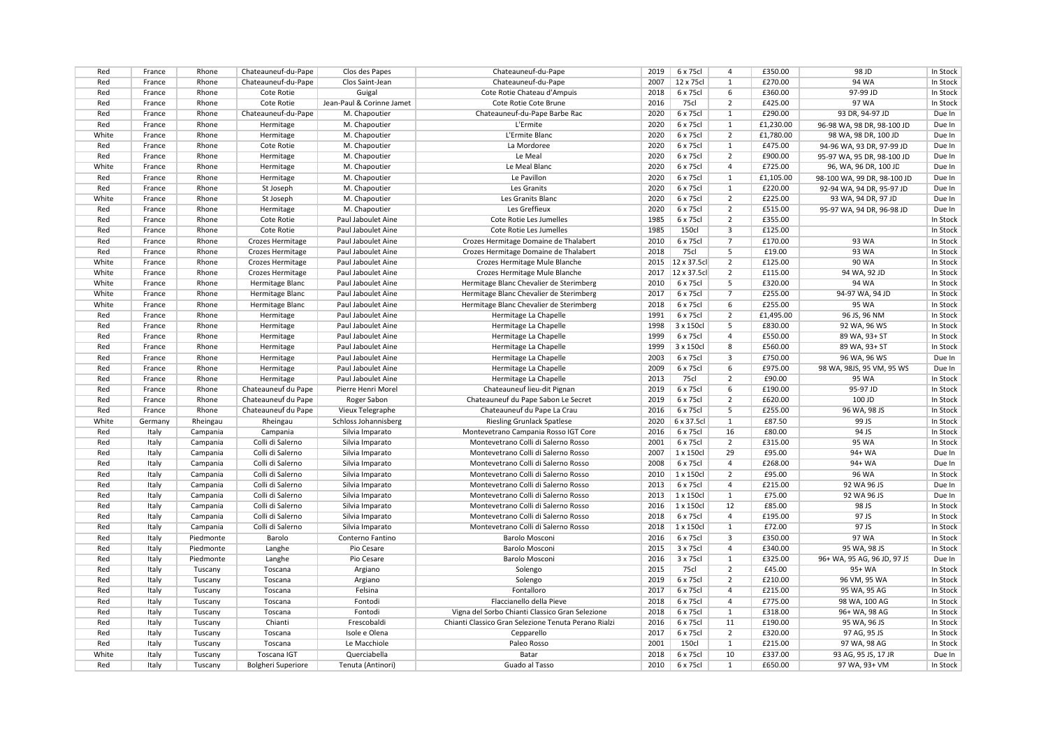| Red | France | Rhone | Chateauneuf-du-Pape | Clos des Papes | Chateauneuf-du-Pape | 2019 | 6 x 75cl | 4 | £350.00 | 98 JD | In Stock |
|---|---|---|---|---|---|---|---|---|---|---|---|
| Red | France | Rhone | Chateauneuf-du-Pape | Clos Saint-Jean | Chateauneuf-du-Pape | 2007 | 12 x 75cl | 1 | £270.00 | 94 WA | In Stock |
| Red | France | Rhone | Cote Rotie | Guigal | Cote Rotie Chateau d'Ampuis | 2018 | 6 x 75cl | 6 | £360.00 | 97-99 JD | In Stock |
| Red | France | Rhone | Cote Rotie | Jean-Paul & Corinne Jamet | Cote Rotie Cote Brune | 2016 | 75cl | 2 | £425.00 | 97 WA | In Stock |
| Red | France | Rhone | Chateauneuf-du-Pape | M. Chapoutier | Chateauneuf-du-Pape Barbe Rac | 2020 | 6 x 75cl | 1 | £290.00 | 93 DR, 94-97 JD | Due In |
| Red | France | Rhone | Hermitage | M. Chapoutier | L'Ermite | 2020 | 6 x 75cl | 1 | £1,230.00 | 96-98 WA, 98 DR, 98-100 JD | Due In |
| White | France | Rhone | Hermitage | M. Chapoutier | L'Ermite Blanc | 2020 | 6 x 75cl | 2 | £1,780.00 | 98 WA, 98 DR, 100 JD | Due In |
| Red | France | Rhone | Cote Rotie | M. Chapoutier | La Mordoree | 2020 | 6 x 75cl | 1 | £475.00 | 94-96 WA, 93 DR, 97-99 JD | Due In |
| Red | France | Rhone | Hermitage | M. Chapoutier | Le Meal | 2020 | 6 x 75cl | 2 | £900.00 | 95-97 WA, 95 DR, 98-100 JD | Due In |
| White | France | Rhone | Hermitage | M. Chapoutier | Le Meal Blanc | 2020 | 6 x 75cl | 4 | £725.00 | 96, WA, 96 DR, 100 JD | Due In |
| Red | France | Rhone | Hermitage | M. Chapoutier | Le Pavillon | 2020 | 6 x 75cl | 1 | £1,105.00 | 98-100 WA, 99 DR, 98-100 JD | Due In |
| Red | France | Rhone | St Joseph | M. Chapoutier | Les Granits | 2020 | 6 x 75cl | 1 | £220.00 | 92-94 WA, 94 DR, 95-97 JD | Due In |
| White | France | Rhone | St Joseph | M. Chapoutier | Les Granits Blanc | 2020 | 6 x 75cl | 2 | £225.00 | 93 WA, 94 DR, 97 JD | Due In |
| Red | France | Rhone | Hermitage | M. Chapoutier | Les Greffieux | 2020 | 6 x 75cl | 2 | £515.00 | 95-97 WA, 94 DR, 96-98 JD | Due In |
| Red | France | Rhone | Cote Rotie | Paul Jaboulet Aine | Cote Rotie Les Jumelles | 1985 | 6 x 75cl | 2 | £355.00 | | In Stock |
| Red | France | Rhone | Cote Rotie | Paul Jaboulet Aine | Cote Rotie Les Jumelles | 1985 | 150cl | 3 | £125.00 | | In Stock |
| Red | France | Rhone | Crozes Hermitage | Paul Jaboulet Aine | Crozes Hermitage Domaine de Thalabert | 2010 | 6 x 75cl | 7 | £170.00 | 93 WA | In Stock |
| Red | France | Rhone | Crozes Hermitage | Paul Jaboulet Aine | Crozes Hermitage Domaine de Thalabert | 2018 | 75cl | 5 | £19.00 | 93 WA | In Stock |
| White | France | Rhone | Crozes Hermitage | Paul Jaboulet Aine | Crozes Hermitage Mule Blanche | 2015 | 12 x 37.5cl | 2 | £125.00 | 90 WA | In Stock |
| White | France | Rhone | Crozes Hermitage | Paul Jaboulet Aine | Crozes Hermitage Mule Blanche | 2017 | 12 x 37.5cl | 2 | £115.00 | 94 WA, 92 JD | In Stock |
| White | France | Rhone | Hermitage Blanc | Paul Jaboulet Aine | Hermitage Blanc Chevalier de Sterimberg | 2010 | 6 x 75cl | 5 | £320.00 | 94 WA | In Stock |
| White | France | Rhone | Hermitage Blanc | Paul Jaboulet Aine | Hermitage Blanc Chevalier de Sterimberg | 2017 | 6 x 75cl | 7 | £255.00 | 94-97 WA, 94 JD | In Stock |
| White | France | Rhone | Hermitage Blanc | Paul Jaboulet Aine | Hermitage Blanc Chevalier de Sterimberg | 2018 | 6 x 75cl | 6 | £255.00 | 95 WA | In Stock |
| Red | France | Rhone | Hermitage | Paul Jaboulet Aine | Hermitage La Chapelle | 1991 | 6 x 75cl | 2 | £1,495.00 | 96 JS, 96 NM | In Stock |
| Red | France | Rhone | Hermitage | Paul Jaboulet Aine | Hermitage La Chapelle | 1998 | 3 x 150cl | 5 | £830.00 | 92 WA, 96 WS | In Stock |
| Red | France | Rhone | Hermitage | Paul Jaboulet Aine | Hermitage La Chapelle | 1999 | 6 x 75cl | 4 | £550.00 | 89 WA, 93+ ST | In Stock |
| Red | France | Rhone | Hermitage | Paul Jaboulet Aine | Hermitage La Chapelle | 1999 | 3 x 150cl | 8 | £560.00 | 89 WA, 93+ ST | In Stock |
| Red | France | Rhone | Hermitage | Paul Jaboulet Aine | Hermitage La Chapelle | 2003 | 6 x 75cl | 3 | £750.00 | 96 WA, 96 WS | Due In |
| Red | France | Rhone | Hermitage | Paul Jaboulet Aine | Hermitage La Chapelle | 2009 | 6 x 75cl | 6 | £975.00 | 98 WA, 98JS, 95 VM, 95 WS | Due In |
| Red | France | Rhone | Hermitage | Paul Jaboulet Aine | Hermitage La Chapelle | 2013 | 75cl | 2 | £90.00 | 95 WA | In Stock |
| Red | France | Rhone | Chateauneuf du Pape | Pierre Henri Morel | Chateauneuf lieu-dit Pignan | 2019 | 6 x 75cl | 6 | £190.00 | 95-97 JD | In Stock |
| Red | France | Rhone | Chateauneuf du Pape | Roger Sabon | Chateauneuf du Pape Sabon Le Secret | 2019 | 6 x 75cl | 2 | £620.00 | 100 JD | In Stock |
| Red | France | Rhone | Chateauneuf du Pape | Vieux Telegraphe | Chateauneuf du Pape La Crau | 2016 | 6 x 75cl | 5 | £255.00 | 96 WA, 98 JS | In Stock |
| White | Germany | Rheingau | Rheingau | Schloss Johannisberg | Riesling Grunlack Spatlese | 2020 | 6 x 37.5cl | 1 | £87.50 | 99 JS | In Stock |
| Red | Italy | Campania | Campania | Silvia Imparato | Montevetrano Campania Rosso IGT Core | 2016 | 6 x 75cl | 16 | £80.00 | 94 JS | In Stock |
| Red | Italy | Campania | Colli di Salerno | Silvia Imparato | Montevetrano Colli di Salerno Rosso | 2001 | 6 x 75cl | 2 | £315.00 | 95 WA | In Stock |
| Red | Italy | Campania | Colli di Salerno | Silvia Imparato | Montevetrano Colli di Salerno Rosso | 2007 | 1 x 150cl | 29 | £95.00 | 94+ WA | Due In |
| Red | Italy | Campania | Colli di Salerno | Silvia Imparato | Montevetrano Colli di Salerno Rosso | 2008 | 6 x 75cl | 4 | £268.00 | 94+ WA | Due In |
| Red | Italy | Campania | Colli di Salerno | Silvia Imparato | Montevetrano Colli di Salerno Rosso | 2010 | 1 x 150cl | 2 | £95.00 | 96 WA | In Stock |
| Red | Italy | Campania | Colli di Salerno | Silvia Imparato | Montevetrano Colli di Salerno Rosso | 2013 | 6 x 75cl | 4 | £215.00 | 92 WA 96 JS | Due In |
| Red | Italy | Campania | Colli di Salerno | Silvia Imparato | Montevetrano Colli di Salerno Rosso | 2013 | 1 x 150cl | 1 | £75.00 | 92 WA 96 JS | Due In |
| Red | Italy | Campania | Colli di Salerno | Silvia Imparato | Montevetrano Colli di Salerno Rosso | 2016 | 1 x 150cl | 12 | £85.00 | 98 JS | In Stock |
| Red | Italy | Campania | Colli di Salerno | Silvia Imparato | Montevetrano Colli di Salerno Rosso | 2018 | 6 x 75cl | 4 | £195.00 | 97 JS | In Stock |
| Red | Italy | Campania | Colli di Salerno | Silvia Imparato | Montevetrano Colli di Salerno Rosso | 2018 | 1 x 150cl | 1 | £72.00 | 97 JS | In Stock |
| Red | Italy | Piedmonte | Barolo | Conterno Fantino | Barolo Mosconi | 2016 | 6 x 75cl | 3 | £350.00 | 97 WA | In Stock |
| Red | Italy | Piedmonte | Langhe | Pio Cesare | Barolo Mosconi | 2015 | 3 x 75cl | 4 | £340.00 | 95 WA, 98 JS | In Stock |
| Red | Italy | Piedmonte | Langhe | Pio Cesare | Barolo Mosconi | 2016 | 3 x 75cl | 1 | £325.00 | 96+ WA, 95 AG, 96 JD, 97 JS | Due In |
| Red | Italy | Tuscany | Toscana | Argiano | Solengo | 2015 | 75cl | 2 | £45.00 | 95+ WA | In Stock |
| Red | Italy | Tuscany | Toscana | Argiano | Solengo | 2019 | 6 x 75cl | 2 | £210.00 | 96 VM, 95 WA | In Stock |
| Red | Italy | Tuscany | Toscana | Felsina | Fontalloro | 2017 | 6 x 75cl | 4 | £215.00 | 95 WA, 95 AG | In Stock |
| Red | Italy | Tuscany | Toscana | Fontodi | Flaccianello della Pieve | 2018 | 6 x 75cl | 4 | £775.00 | 98 WA, 100 AG | In Stock |
| Red | Italy | Tuscany | Toscana | Fontodi | Vigna del Sorbo Chianti Classico Gran Selezione | 2018 | 6 x 75cl | 1 | £318.00 | 96+ WA, 98 AG | In Stock |
| Red | Italy | Tuscany | Chianti | Frescobaldi | Chianti Classico Gran Selezione Tenuta Perano Rialzi | 2016 | 6 x 75cl | 11 | £190.00 | 95 WA, 96 JS | In Stock |
| Red | Italy | Tuscany | Toscana | Isole e Olena | Cepparello | 2017 | 6 x 75cl | 2 | £320.00 | 97 AG, 95 JS | In Stock |
| Red | Italy | Tuscany | Toscana | Le Macchiole | Paleo Rosso | 2001 | 150cl | 1 | £215.00 | 97 WA, 98 AG | In Stock |
| White | Italy | Tuscany | Toscana IGT | Querciabella | Batar | 2018 | 6 x 75cl | 10 | £337.00 | 93 AG, 95 JS, 17 JR | Due In |
| Red | Italy | Tuscany | Bolgheri Superiore | Tenuta (Antinori) | Guado al Tasso | 2010 | 6 x 75cl | 1 | £650.00 | 97 WA, 93+ VM | In Stock |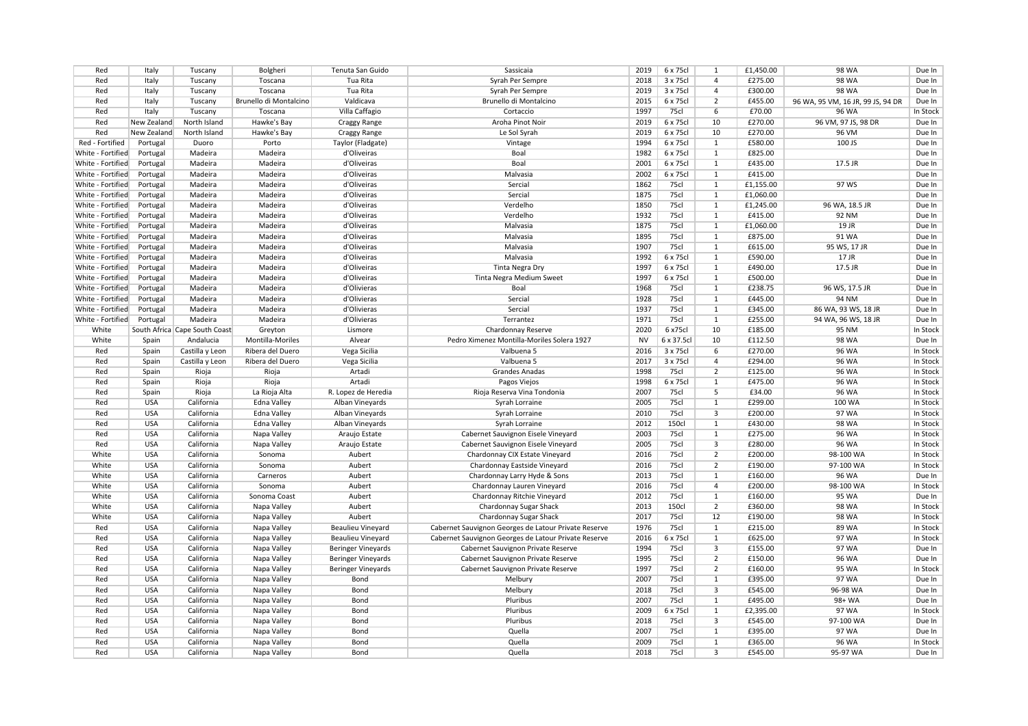| | | | | | | | | | | | |
|---|---|---|---|---|---|---|---|---|---|---|---|
| Red | Italy | Tuscany | Bolgheri | Tenuta San Guido | Sassicaia | 2019 | 6 x 75cl | 1 | £1,450.00 | 98 WA | Due In |
| Red | Italy | Tuscany | Toscana | Tua Rita | Syrah Per Sempre | 2018 | 3 x 75cl | 4 | £275.00 | 98 WA | Due In |
| Red | Italy | Tuscany | Toscana | Tua Rita | Syrah Per Sempre | 2019 | 3 x 75cl | 4 | £300.00 | 98 WA | Due In |
| Red | Italy | Tuscany | Brunello di Montalcino | Valdicava | Brunello di Montalcino | 2015 | 6 x 75cl | 2 | £455.00 | 96 WA, 95 VM, 16 JR, 99 JS, 94 DR | Due In |
| Red | Italy | Tuscany | Toscana | Villa Caffagio | Cortaccio | 1997 | 75cl | 6 | £70.00 | 96 WA | In Stock |
| Red | New Zealand | North Island | Hawke's Bay | Craggy Range | Aroha Pinot Noir | 2019 | 6 x 75cl | 10 | £270.00 | 96 VM, 97 JS, 98 DR | Due In |
| Red | New Zealand | North Island | Hawke's Bay | Craggy Range | Le Sol Syrah | 2019 | 6 x 75cl | 10 | £270.00 | 96 VM | Due In |
| Red - Fortified | Portugal | Duoro | Porto | Taylor (Fladgate) | Vintage | 1994 | 6 x 75cl | 1 | £580.00 | 100 JS | Due In |
| White - Fortified | Portugal | Madeira | Madeira | d'Oliveiras | Boal | 1982 | 6 x 75cl | 1 | £825.00 | | Due In |
| White - Fortified | Portugal | Madeira | Madeira | d'Oliveiras | Boal | 2001 | 6 x 75cl | 1 | £435.00 | 17.5 JR | Due In |
| White - Fortified | Portugal | Madeira | Madeira | d'Oliveiras | Malvasia | 2002 | 6 x 75cl | 1 | £415.00 | | Due In |
| White - Fortified | Portugal | Madeira | Madeira | d'Oliveiras | Sercial | 1862 | 75cl | 1 | £1,155.00 | 97 WS | Due In |
| White - Fortified | Portugal | Madeira | Madeira | d'Oliveiras | Sercial | 1875 | 75cl | 1 | £1,060.00 | | Due In |
| White - Fortified | Portugal | Madeira | Madeira | d'Oliveiras | Verdelho | 1850 | 75cl | 1 | £1,245.00 | 96 WA, 18.5 JR | Due In |
| White - Fortified | Portugal | Madeira | Madeira | d'Oliveiras | Verdelho | 1932 | 75cl | 1 | £415.00 | 92 NM | Due In |
| White - Fortified | Portugal | Madeira | Madeira | d'Oliveiras | Malvasia | 1875 | 75cl | 1 | £1,060.00 | 19 JR | Due In |
| White - Fortified | Portugal | Madeira | Madeira | d'Oliveiras | Malvasia | 1895 | 75cl | 1 | £875.00 | 91 WA | Due In |
| White - Fortified | Portugal | Madeira | Madeira | d'Oliveiras | Malvasia | 1907 | 75cl | 1 | £615.00 | 95 WS, 17 JR | Due In |
| White - Fortified | Portugal | Madeira | Madeira | d'Oliveiras | Malvasia | 1992 | 6 x 75cl | 1 | £590.00 | 17 JR | Due In |
| White - Fortified | Portugal | Madeira | Madeira | d'Oliveiras | Tinta Negra Dry | 1997 | 6 x 75cl | 1 | £490.00 | 17.5 JR | Due In |
| White - Fortified | Portugal | Madeira | Madeira | d'Oliveiras | Tinta Negra Medium Sweet | 1997 | 6 x 75cl | 1 | £500.00 | | Due In |
| White - Fortified | Portugal | Madeira | Madeira | d'Olivieras | Boal | 1968 | 75cl | 1 | £238.75 | 96 WS, 17.5 JR | Due In |
| White - Fortified | Portugal | Madeira | Madeira | d'Olivieras | Sercial | 1928 | 75cl | 1 | £445.00 | 94 NM | Due In |
| White - Fortified | Portugal | Madeira | Madeira | d'Olivieras | Sercial | 1937 | 75cl | 1 | £345.00 | 86 WA, 93 WS, 18 JR | Due In |
| White - Fortified | Portugal | Madeira | Madeira | d'Olivieras | Terrantez | 1971 | 75cl | 1 | £255.00 | 94 WA, 96 WS, 18 JR | Due In |
| White | South Africa | Cape South Coast | Greyton | Lismore | Chardonnay Reserve | 2020 | 6 x75cl | 10 | £185.00 | 95 NM | In Stock |
| White | Spain | Andalucia | Montilla-Moriles | Alvear | Pedro Ximenez Montilla-Moriles Solera 1927 | NV | 6 x 37.5cl | 10 | £112.50 | 98 WA | Due In |
| Red | Spain | Castilla y Leon | Ribera del Duero | Vega Sicilia | Valbuena 5 | 2016 | 3 x 75cl | 6 | £270.00 | 96 WA | In Stock |
| Red | Spain | Castilla y Leon | Ribera del Duero | Vega Sicilia | Valbuena 5 | 2017 | 3 x 75cl | 4 | £294.00 | 96 WA | In Stock |
| Red | Spain | Rioja | Rioja | Artadi | Grandes Anadas | 1998 | 75cl | 2 | £125.00 | 96 WA | In Stock |
| Red | Spain | Rioja | Rioja | Artadi | Pagos Viejos | 1998 | 6 x 75cl | 1 | £475.00 | 96 WA | In Stock |
| Red | Spain | Rioja | La Rioja Alta | R. Lopez de Heredia | Rioja Reserva Vina Tondonia | 2007 | 75cl | 5 | £34.00 | 96 WA | In Stock |
| Red | USA | California | Edna Valley | Alban Vineyards | Syrah Lorraine | 2005 | 75cl | 1 | £299.00 | 100 WA | In Stock |
| Red | USA | California | Edna Valley | Alban Vineyards | Syrah Lorraine | 2010 | 75cl | 3 | £200.00 | 97 WA | In Stock |
| Red | USA | California | Edna Valley | Alban Vineyards | Syrah Lorraine | 2012 | 150cl | 1 | £430.00 | 98 WA | In Stock |
| Red | USA | California | Napa Valley | Araujo Estate | Cabernet Sauvignon Eisele Vineyard | 2003 | 75cl | 1 | £275.00 | 96 WA | In Stock |
| Red | USA | California | Napa Valley | Araujo Estate | Cabernet Sauvignon Eisele Vineyard | 2005 | 75cl | 3 | £280.00 | 96 WA | In Stock |
| White | USA | California | Sonoma | Aubert | Chardonnay CIX Estate Vineyard | 2016 | 75cl | 2 | £200.00 | 98-100 WA | In Stock |
| White | USA | California | Sonoma | Aubert | Chardonnay Eastside Vineyard | 2016 | 75cl | 2 | £190.00 | 97-100 WA | In Stock |
| White | USA | California | Carneros | Aubert | Chardonnay Larry Hyde & Sons | 2013 | 75cl | 1 | £160.00 | 96 WA | Due In |
| White | USA | California | Sonoma | Aubert | Chardonnay Lauren Vineyard | 2016 | 75cl | 4 | £200.00 | 98-100 WA | In Stock |
| White | USA | California | Sonoma Coast | Aubert | Chardonnay Ritchie Vineyard | 2012 | 75cl | 1 | £160.00 | 95 WA | Due In |
| White | USA | California | Napa Valley | Aubert | Chardonnay Sugar Shack | 2013 | 150cl | 2 | £360.00 | 98 WA | In Stock |
| White | USA | California | Napa Valley | Aubert | Chardonnay Sugar Shack | 2017 | 75cl | 12 | £190.00 | 98 WA | In Stock |
| Red | USA | California | Napa Valley | Beaulieu Vineyard | Cabernet Sauvignon Georges de Latour Private Reserve | 1976 | 75cl | 1 | £215.00 | 89 WA | In Stock |
| Red | USA | California | Napa Valley | Beaulieu Vineyard | Cabernet Sauvignon Georges de Latour Private Reserve | 2016 | 6 x 75cl | 1 | £625.00 | 97 WA | In Stock |
| Red | USA | California | Napa Valley | Beringer Vineyards | Cabernet Sauvignon Private Reserve | 1994 | 75cl | 3 | £155.00 | 97 WA | Due In |
| Red | USA | California | Napa Valley | Beringer Vineyards | Cabernet Sauvignon Private Reserve | 1995 | 75cl | 2 | £150.00 | 96 WA | Due In |
| Red | USA | California | Napa Valley | Beringer Vineyards | Cabernet Sauvignon Private Reserve | 1997 | 75cl | 2 | £160.00 | 95 WA | In Stock |
| Red | USA | California | Napa Valley | Bond | Melbury | 2007 | 75cl | 1 | £395.00 | 97 WA | Due In |
| Red | USA | California | Napa Valley | Bond | Melbury | 2018 | 75cl | 3 | £545.00 | 96-98 WA | Due In |
| Red | USA | California | Napa Valley | Bond | Pluribus | 2007 | 75cl | 1 | £495.00 | 98+ WA | Due In |
| Red | USA | California | Napa Valley | Bond | Pluribus | 2009 | 6 x 75cl | 1 | £2,395.00 | 97 WA | In Stock |
| Red | USA | California | Napa Valley | Bond | Pluribus | 2018 | 75cl | 3 | £545.00 | 97-100 WA | Due In |
| Red | USA | California | Napa Valley | Bond | Quella | 2007 | 75cl | 1 | £395.00 | 97 WA | Due In |
| Red | USA | California | Napa Valley | Bond | Quella | 2009 | 75cl | 1 | £365.00 | 96 WA | In Stock |
| Red | USA | California | Napa Valley | Bond | Quella | 2018 | 75cl | 3 | £545.00 | 95-97 WA | Due In |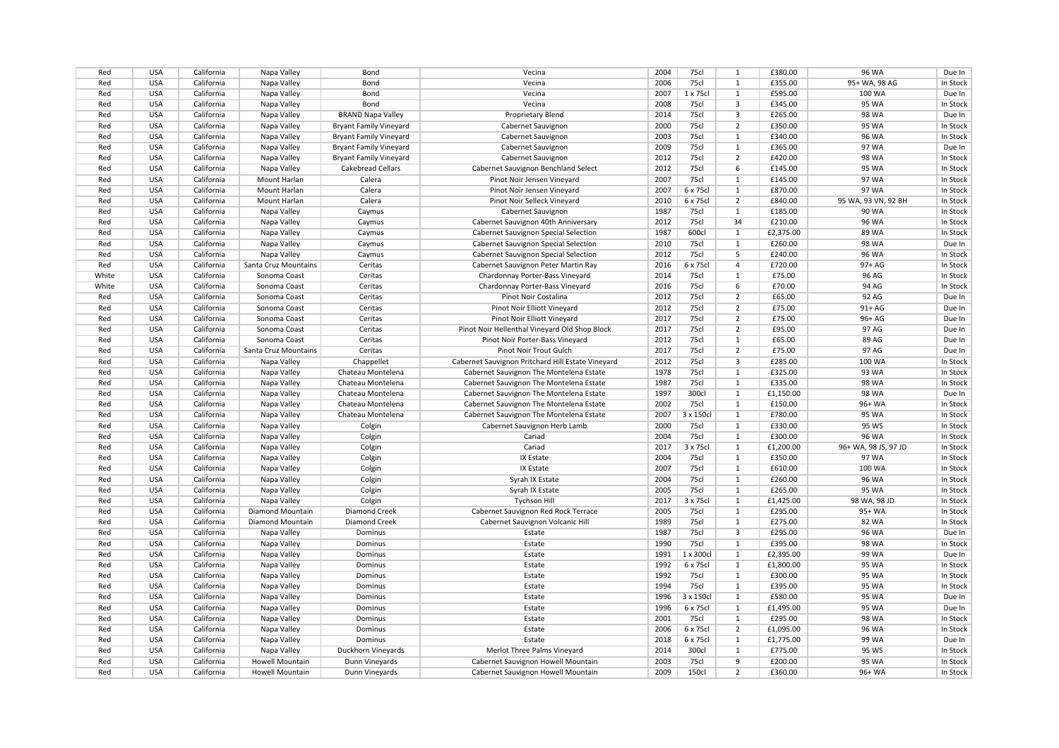| Red | USA | California | Napa Valley | Bond | Vecina | 2004 | 75cl | 1 | £380.00 | 96 WA | Due In |
|---|---|---|---|---|---|---|---|---|---|---|---|
| Red | USA | California | Napa Valley | Bond | Vecina | 2006 | 75cl | 1 | £355.00 | 95+ WA, 98 AG | In Stock |
| Red | USA | California | Napa Valley | Bond | Vecina | 2007 | 1 x 75cl | 1 | £595.00 | 100 WA | Due In |
| Red | USA | California | Napa Valley | Bond | Vecina | 2008 | 75cl | 3 | £345.00 | 95 WA | In Stock |
| Red | USA | California | Napa Valley | BRAND Napa Valley | Proprietary Blend | 2014 | 75cl | 3 | £265.00 | 98 WA | Due In |
| Red | USA | California | Napa Valley | Bryant Family Vineyard | Cabernet Sauvignon | 2000 | 75cl | 2 | £350.00 | 95 WA | In Stock |
| Red | USA | California | Napa Valley | Bryant Family Vineyard | Cabernet Sauvignon | 2003 | 75cl | 1 | £340.00 | 96 WA | In Stock |
| Red | USA | California | Napa Valley | Bryant Family Vineyard | Cabernet Sauvignon | 2009 | 75cl | 1 | £365.00 | 97 WA | Due In |
| Red | USA | California | Napa Valley | Bryant Family Vineyard | Cabernet Sauvignon | 2012 | 75cl | 2 | £420.00 | 98 WA | In Stock |
| Red | USA | California | Napa Valley | Cakebread Cellars | Cabernet Sauvignon Benchland Select | 2012 | 75cl | 6 | £145.00 | 95 WA | In Stock |
| Red | USA | California | Mount Harlan | Calera | Pinot Noir Jensen Vineyard | 2007 | 75cl | 1 | £145.00 | 97 WA | In Stock |
| Red | USA | California | Mount Harlan | Calera | Pinot Noir Jensen Vineyard | 2007 | 6 x 75cl | 1 | £870.00 | 97 WA | In Stock |
| Red | USA | California | Mount Harlan | Calera | Pinot Noir Selleck Vineyard | 2010 | 6 x 75cl | 2 | £840.00 | 95 WA, 93 VN, 92 BH | In Stock |
| Red | USA | California | Napa Valley | Caymus | Cabernet Sauvignon | 1987 | 75cl | 1 | £185.00 | 90 WA | In Stock |
| Red | USA | California | Napa Valley | Caymus | Cabernet Sauvignon 40th Anniversary | 2012 | 75cl | 34 | £210.00 | 96 WA | In Stock |
| Red | USA | California | Napa Valley | Caymus | Cabernet Sauvignon Special Selection | 1987 | 600cl | 1 | £2,375.00 | 89 WA | In Stock |
| Red | USA | California | Napa Valley | Caymus | Cabernet Sauvignon Special Selection | 2010 | 75cl | 1 | £260.00 | 98 WA | Due In |
| Red | USA | California | Napa Valley | Caymus | Cabernet Sauvignon Special Selection | 2012 | 75cl | 5 | £240.00 | 96 WA | In Stock |
| Red | USA | California | Santa Cruz Mountains | Ceritas | Cabernet Sauvignon Peter Martin Ray | 2016 | 6 x 75cl | 4 | £720.00 | 97+ AG | In Stock |
| White | USA | California | Sonoma Coast | Ceritas | Chardonnay Porter-Bass Vineyard | 2014 | 75cl | 1 | £75.00 | 96 AG | In Stock |
| White | USA | California | Sonoma Coast | Ceritas | Chardonnay Porter-Bass Vineyard | 2016 | 75cl | 6 | £70.00 | 94 AG | In Stock |
| Red | USA | California | Sonoma Coast | Ceritas | Pinot Noir Costalina | 2012 | 75cl | 2 | £65.00 | 92 AG | Due In |
| Red | USA | California | Sonoma Coast | Ceritas | Pinot Noir Elliott Vineyard | 2012 | 75cl | 2 | £75.00 | 91+ AG | Due In |
| Red | USA | California | Sonoma Coast | Ceritas | Pinot Noir Elliott Vineyard | 2017 | 75cl | 2 | £75.00 | 96+ AG | Due In |
| Red | USA | California | Sonoma Coast | Ceritas | Pinot Noir Hellenthal Vineyard Old Shop Block | 2017 | 75cl | 2 | £95.00 | 97 AG | Due In |
| Red | USA | California | Sonoma Coast | Ceritas | Pinot Noir Porter-Bass Vineyard | 2012 | 75cl | 1 | £65.00 | 89 AG | Due In |
| Red | USA | California | Santa Cruz Mountains | Ceritas | Pinot Noir Trout Gulch | 2017 | 75cl | 2 | £75.00 | 97 AG | Due In |
| Red | USA | California | Napa Valley | Chappellet | Cabernet Sauvignon Pritchard Hill Estate Vineyard | 2012 | 75cl | 3 | £285.00 | 100 WA | In Stock |
| Red | USA | California | Napa Valley | Chateau Montelena | Cabernet Sauvignon The Montelena Estate | 1978 | 75cl | 1 | £325.00 | 93 WA | In Stock |
| Red | USA | California | Napa Valley | Chateau Montelena | Cabernet Sauvignon The Montelena Estate | 1987 | 75cl | 1 | £335.00 | 98 WA | In Stock |
| Red | USA | California | Napa Valley | Chateau Montelena | Cabernet Sauvignon The Montelena Estate | 1997 | 300cl | 1 | £1,150.00 | 98 WA | Due In |
| Red | USA | California | Napa Valley | Chateau Montelena | Cabernet Sauvignon The Montelena Estate | 2002 | 75cl | 1 | £150.00 | 96+ WA | In Stock |
| Red | USA | California | Napa Valley | Chateau Montelena | Cabernet Sauvignon The Montelena Estate | 2007 | 3 x 150cl | 1 | £780.00 | 95 WA | In Stock |
| Red | USA | California | Napa Valley | Colgin | Cabernet Sauvignon Herb Lamb | 2000 | 75cl | 1 | £330.00 | 95 WS | In Stock |
| Red | USA | California | Napa Valley | Colgin | Cariad | 2004 | 75cl | 1 | £300.00 | 96 WA | In Stock |
| Red | USA | California | Napa Valley | Colgin | Cariad | 2017 | 3 x 75cl | 1 | £1,200.00 | 96+ WA, 98 JS, 97 JD | In Stock |
| Red | USA | California | Napa Valley | Colgin | IX Estate | 2004 | 75cl | 1 | £350.00 | 97 WA | In Stock |
| Red | USA | California | Napa Valley | Colgin | IX Estate | 2007 | 75cl | 1 | £610.00 | 100 WA | In Stock |
| Red | USA | California | Napa Valley | Colgin | Syrah IX Estate | 2004 | 75cl | 1 | £260.00 | 96 WA | In Stock |
| Red | USA | California | Napa Valley | Colgin | Syrah IX Estate | 2005 | 75cl | 1 | £265.00 | 95 WA | In Stock |
| Red | USA | California | Napa Valley | Colgin | Tychson Hill | 2017 | 3 x 75cl | 1 | £1,425.00 | 98 WA, 98 JD | In Stock |
| Red | USA | California | Diamond Mountain | Diamond Creek | Cabernet Sauvignon Red Rock Terrace | 2005 | 75cl | 1 | £295.00 | 95+ WA | In Stock |
| Red | USA | California | Diamond Mountain | Diamond Creek | Cabernet Sauvignon Volcanic Hill | 1989 | 75cl | 1 | £275.00 | 82 WA | In Stock |
| Red | USA | California | Napa Valley | Dominus | Estate | 1987 | 75cl | 3 | £295.00 | 96 WA | Due In |
| Red | USA | California | Napa Valley | Dominus | Estate | 1990 | 75cl | 1 | £395.00 | 98 WA | In Stock |
| Red | USA | California | Napa Valley | Dominus | Estate | 1991 | 1 x 300cl | 1 | £2,395.00 | 99 WA | Due In |
| Red | USA | California | Napa Valley | Dominus | Estate | 1992 | 6 x 75cl | 1 | £1,800.00 | 95 WA | In Stock |
| Red | USA | California | Napa Valley | Dominus | Estate | 1992 | 75cl | 1 | £300.00 | 95 WA | In Stock |
| Red | USA | California | Napa Valley | Dominus | Estate | 1994 | 75cl | 1 | £395.00 | 95 WA | In Stock |
| Red | USA | California | Napa Valley | Dominus | Estate | 1996 | 3 x 150cl | 1 | £580.00 | 95 WA | Due In |
| Red | USA | California | Napa Valley | Dominus | Estate | 1996 | 6 x 75cl | 1 | £1,495.00 | 95 WA | Due In |
| Red | USA | California | Napa Valley | Dominus | Estate | 2001 | 75cl | 1 | £295.00 | 98 WA | In Stock |
| Red | USA | California | Napa Valley | Dominus | Estate | 2006 | 6 x 75cl | 2 | £1,095.00 | 96 WA | In Stock |
| Red | USA | California | Napa Valley | Dominus | Estate | 2018 | 6 x 75cl | 1 | £1,775.00 | 99 WA | Due In |
| Red | USA | California | Napa Valley | Duckhorn Vineyards | Merlot Three Palms Vineyard | 2014 | 300cl | 1 | £775.00 | 95 WS | In Stock |
| Red | USA | California | Howell Mountain | Dunn Vineyards | Cabernet Sauvignon Howell Mountain | 2003 | 75cl | 9 | £200.00 | 95 WA | In Stock |
| Red | USA | California | Howell Mountain | Dunn Vineyards | Cabernet Sauvignon Howell Mountain | 2009 | 150cl | 2 | £360.00 | 96+ WA | In Stock |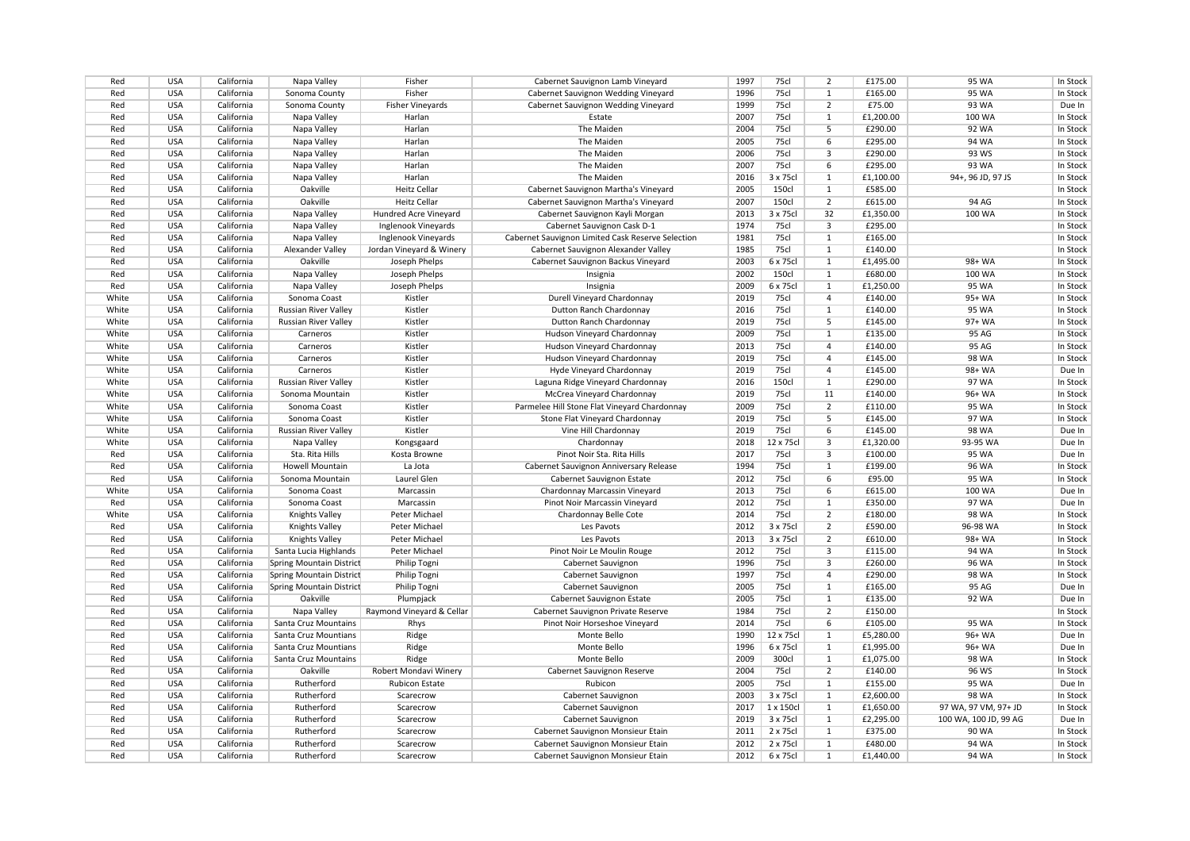| Red | USA | California | Napa Valley | Fisher | Cabernet Sauvignon Lamb Vineyard | 1997 | 75cl | 2 | £175.00 | 95 WA | In Stock |
|---|---|---|---|---|---|---|---|---|---|---|---|
| Red | USA | California | Sonoma County | Fisher | Cabernet Sauvignon Wedding Vineyard | 1996 | 75cl | 1 | £165.00 | 95 WA | In Stock |
| Red | USA | California | Sonoma County | Fisher Vineyards | Cabernet Sauvignon Wedding Vineyard | 1999 | 75cl | 2 | £75.00 | 93 WA | Due In |
| Red | USA | California | Napa Valley | Harlan | Estate | 2007 | 75cl | 1 | £1,200.00 | 100 WA | In Stock |
| Red | USA | California | Napa Valley | Harlan | The Maiden | 2004 | 75cl | 5 | £290.00 | 92 WA | In Stock |
| Red | USA | California | Napa Valley | Harlan | The Maiden | 2005 | 75cl | 6 | £295.00 | 94 WA | In Stock |
| Red | USA | California | Napa Valley | Harlan | The Maiden | 2006 | 75cl | 3 | £290.00 | 93 WS | In Stock |
| Red | USA | California | Napa Valley | Harlan | The Maiden | 2007 | 75cl | 6 | £295.00 | 93 WA | In Stock |
| Red | USA | California | Napa Valley | Harlan | The Maiden | 2016 | 3 x 75cl | 1 | £1,100.00 | 94+, 96 JD, 97 JS | In Stock |
| Red | USA | California | Oakville | Heitz Cellar | Cabernet Sauvignon Martha's Vineyard | 2005 | 150cl | 1 | £585.00 | | In Stock |
| Red | USA | California | Oakville | Heitz Cellar | Cabernet Sauvignon Martha's Vineyard | 2007 | 150cl | 2 | £615.00 | 94 AG | In Stock |
| Red | USA | California | Napa Valley | Hundred Acre Vineyard | Cabernet Sauvignon Kayli Morgan | 2013 | 3 x 75cl | 32 | £1,350.00 | 100 WA | In Stock |
| Red | USA | California | Napa Valley | Inglenook Vineyards | Cabernet Sauvignon Cask D-1 | 1974 | 75cl | 3 | £295.00 | | In Stock |
| Red | USA | California | Napa Valley | Inglenook Vineyards | Cabernet Sauvignon Limited Cask Reserve Selection | 1981 | 75cl | 1 | £165.00 | | In Stock |
| Red | USA | California | Alexander Valley | Jordan Vineyard & Winery | Cabernet Sauvignon Alexander Valley | 1985 | 75cl | 1 | £140.00 | | In Stock |
| Red | USA | California | Oakville | Joseph Phelps | Cabernet Sauvignon Backus Vineyard | 2003 | 6 x 75cl | 1 | £1,495.00 | 98+ WA | In Stock |
| Red | USA | California | Napa Valley | Joseph Phelps | Insignia | 2002 | 150cl | 1 | £680.00 | 100 WA | In Stock |
| Red | USA | California | Napa Valley | Joseph Phelps | Insignia | 2009 | 6 x 75cl | 1 | £1,250.00 | 95 WA | In Stock |
| White | USA | California | Sonoma Coast | Kistler | Durell Vineyard Chardonnay | 2019 | 75cl | 4 | £140.00 | 95+ WA | In Stock |
| White | USA | California | Russian River Valley | Kistler | Dutton Ranch Chardonnay | 2016 | 75cl | 1 | £140.00 | 95 WA | In Stock |
| White | USA | California | Russian River Valley | Kistler | Dutton Ranch Chardonnay | 2019 | 75cl | 5 | £145.00 | 97+ WA | In Stock |
| White | USA | California | Carneros | Kistler | Hudson Vineyard Chardonnay | 2009 | 75cl | 1 | £135.00 | 95 AG | In Stock |
| White | USA | California | Carneros | Kistler | Hudson Vineyard Chardonnay | 2013 | 75cl | 4 | £140.00 | 95 AG | In Stock |
| White | USA | California | Carneros | Kistler | Hudson Vineyard Chardonnay | 2019 | 75cl | 4 | £145.00 | 98 WA | In Stock |
| White | USA | California | Carneros | Kistler | Hyde Vineyard Chardonnay | 2019 | 75cl | 4 | £145.00 | 98+ WA | Due In |
| White | USA | California | Russian River Valley | Kistler | Laguna Ridge Vineyard Chardonnay | 2016 | 150cl | 1 | £290.00 | 97 WA | In Stock |
| White | USA | California | Sonoma Mountain | Kistler | McCrea Vineyard Chardonnay | 2019 | 75cl | 11 | £140.00 | 96+ WA | In Stock |
| White | USA | California | Sonoma Coast | Kistler | Parmelee Hill Stone Flat Vineyard Chardonnay | 2009 | 75cl | 2 | £110.00 | 95 WA | In Stock |
| White | USA | California | Sonoma Coast | Kistler | Stone Flat Vineyard Chardonnay | 2019 | 75cl | 5 | £145.00 | 97 WA | In Stock |
| White | USA | California | Russian River Valley | Kistler | Vine Hill Chardonnay | 2019 | 75cl | 6 | £145.00 | 98 WA | Due In |
| White | USA | California | Napa Valley | Kongsgaard | Chardonnay | 2018 | 12 x 75cl | 3 | £1,320.00 | 93-95 WA | Due In |
| Red | USA | California | Sta. Rita Hills | Kosta Browne | Pinot Noir Sta. Rita Hills | 2017 | 75cl | 3 | £100.00 | 95 WA | Due In |
| Red | USA | California | Howell Mountain | La Jota | Cabernet Sauvignon Anniversary Release | 1994 | 75cl | 1 | £199.00 | 96 WA | In Stock |
| Red | USA | California | Sonoma Mountain | Laurel Glen | Cabernet Sauvignon Estate | 2012 | 75cl | 6 | £95.00 | 95 WA | In Stock |
| White | USA | California | Sonoma Coast | Marcassin | Chardonnay Marcassin Vineyard | 2013 | 75cl | 6 | £615.00 | 100 WA | Due In |
| Red | USA | California | Sonoma Coast | Marcassin | Pinot Noir Marcassin Vineyard | 2012 | 75cl | 1 | £350.00 | 97 WA | Due In |
| White | USA | California | Knights Valley | Peter Michael | Chardonnay Belle Cote | 2014 | 75cl | 2 | £180.00 | 98 WA | In Stock |
| Red | USA | California | Knights Valley | Peter Michael | Les Pavots | 2012 | 3 x 75cl | 2 | £590.00 | 96-98 WA | In Stock |
| Red | USA | California | Knights Valley | Peter Michael | Les Pavots | 2013 | 3 x 75cl | 2 | £610.00 | 98+ WA | In Stock |
| Red | USA | California | Santa Lucia Highlands | Peter Michael | Pinot Noir Le Moulin Rouge | 2012 | 75cl | 3 | £115.00 | 94 WA | In Stock |
| Red | USA | California | Spring Mountain District | Philip Togni | Cabernet Sauvignon | 1996 | 75cl | 3 | £260.00 | 96 WA | In Stock |
| Red | USA | California | Spring Mountain District | Philip Togni | Cabernet Sauvignon | 1997 | 75cl | 4 | £290.00 | 98 WA | In Stock |
| Red | USA | California | Spring Mountain District | Philip Togni | Cabernet Sauvignon | 2005 | 75cl | 1 | £165.00 | 95 AG | Due In |
| Red | USA | California | Oakville | Plumpjack | Cabernet Sauvignon Estate | 2005 | 75cl | 1 | £135.00 | 92 WA | Due In |
| Red | USA | California | Napa Valley | Raymond Vineyard & Cellar | Cabernet Sauvignon Private Reserve | 1984 | 75cl | 2 | £150.00 | | In Stock |
| Red | USA | California | Santa Cruz Mountains | Rhys | Pinot Noir Horseshoe Vineyard | 2014 | 75cl | 6 | £105.00 | 95 WA | In Stock |
| Red | USA | California | Santa Cruz Mountains | Ridge | Monte Bello | 1990 | 12 x 75cl | 1 | £5,280.00 | 96+ WA | Due In |
| Red | USA | California | Santa Cruz Mountains | Ridge | Monte Bello | 1996 | 6 x 75cl | 1 | £1,995.00 | 96+ WA | Due In |
| Red | USA | California | Santa Cruz Mountains | Ridge | Monte Bello | 2009 | 300cl | 1 | £1,075.00 | 98 WA | In Stock |
| Red | USA | California | Oakville | Robert Mondavi Winery | Cabernet Sauvignon Reserve | 2004 | 75cl | 2 | £140.00 | 96 WS | In Stock |
| Red | USA | California | Rutherford | Rubicon Estate | Rubicon | 2005 | 75cl | 1 | £155.00 | 95 WA | Due In |
| Red | USA | California | Rutherford | Scarecrow | Cabernet Sauvignon | 2003 | 3 x 75cl | 1 | £2,600.00 | 98 WA | In Stock |
| Red | USA | California | Rutherford | Scarecrow | Cabernet Sauvignon | 2017 | 1 x 150cl | 1 | £1,650.00 | 97 WA, 97 VM, 97+ JD | In Stock |
| Red | USA | California | Rutherford | Scarecrow | Cabernet Sauvignon | 2019 | 3 x 75cl | 1 | £2,295.00 | 100 WA, 100 JD, 99 AG | Due In |
| Red | USA | California | Rutherford | Scarecrow | Cabernet Sauvignon Monsieur Etain | 2011 | 2 x 75cl | 1 | £375.00 | 90 WA | In Stock |
| Red | USA | California | Rutherford | Scarecrow | Cabernet Sauvignon Monsieur Etain | 2012 | 2 x 75cl | 1 | £480.00 | 94 WA | In Stock |
| Red | USA | California | Rutherford | Scarecrow | Cabernet Sauvignon Monsieur Etain | 2012 | 6 x 75cl | 1 | £1,440.00 | 94 WA | In Stock |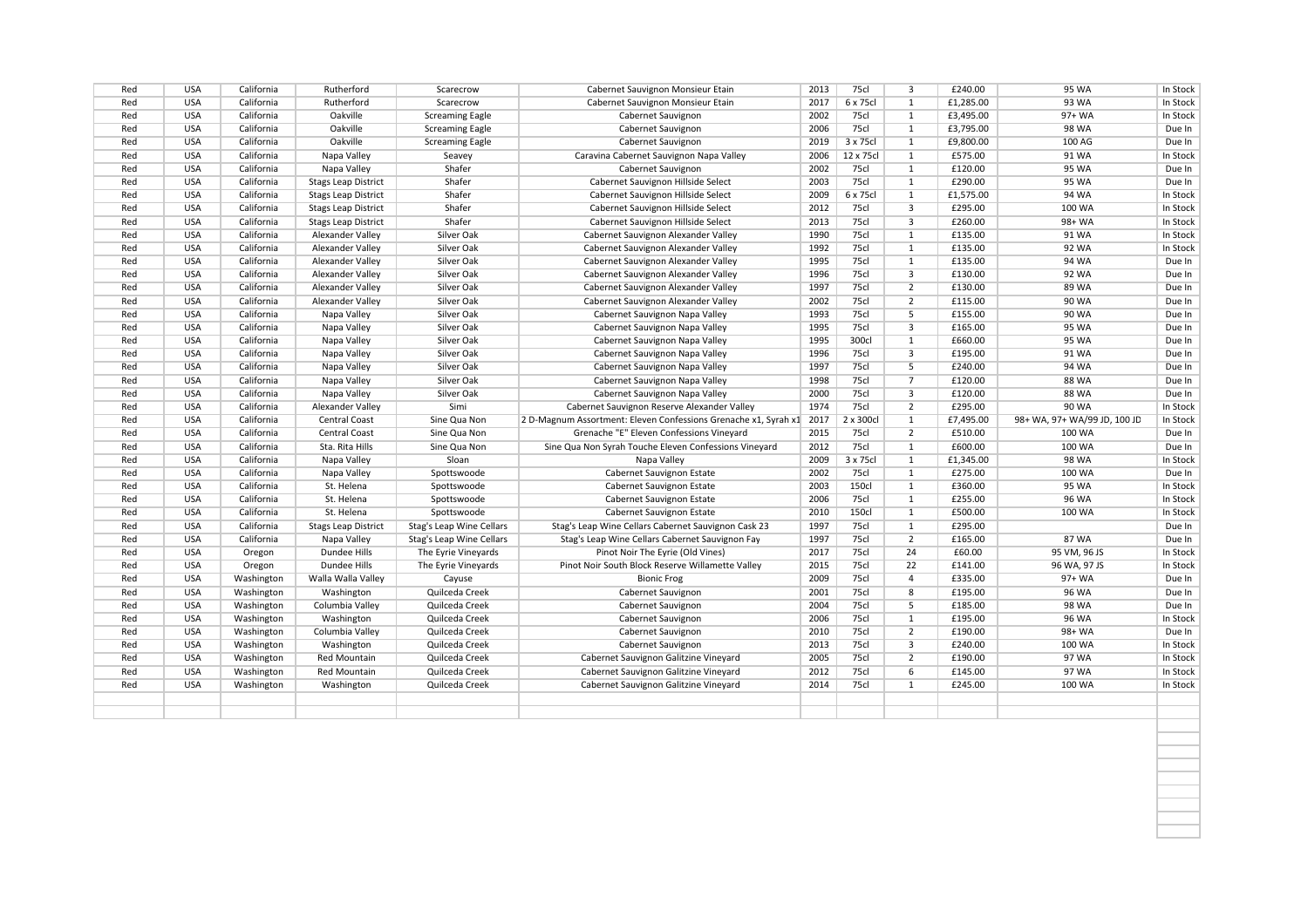| | | | | | | | | | | | |
|---|---|---|---|---|---|---|---|---|---|---|---|
| Red | USA | California | Rutherford | Scarecrow | Cabernet Sauvignon Monsieur Etain | 2013 | 75cl | 3 | £240.00 | 95 WA | In Stock |
| Red | USA | California | Rutherford | Scarecrow | Cabernet Sauvignon Monsieur Etain | 2017 | 6 x 75cl | 1 | £1,285.00 | 93 WA | In Stock |
| Red | USA | California | Oakville | Screaming Eagle | Cabernet Sauvignon | 2002 | 75cl | 1 | £3,495.00 | 97+ WA | In Stock |
| Red | USA | California | Oakville | Screaming Eagle | Cabernet Sauvignon | 2006 | 75cl | 1 | £3,795.00 | 98 WA | Due In |
| Red | USA | California | Oakville | Screaming Eagle | Cabernet Sauvignon | 2019 | 3 x 75cl | 1 | £9,800.00 | 100 AG | Due In |
| Red | USA | California | Napa Valley | Seavey | Caravina Cabernet Sauvignon Napa Valley | 2006 | 12 x 75cl | 1 | £575.00 | 91 WA | In Stock |
| Red | USA | California | Napa Valley | Shafer | Cabernet Sauvignon | 2002 | 75cl | 1 | £120.00 | 95 WA | Due In |
| Red | USA | California | Stags Leap District | Shafer | Cabernet Sauvignon Hillside Select | 2003 | 75cl | 1 | £290.00 | 95 WA | Due In |
| Red | USA | California | Stags Leap District | Shafer | Cabernet Sauvignon Hillside Select | 2009 | 6 x 75cl | 1 | £1,575.00 | 94 WA | In Stock |
| Red | USA | California | Stags Leap District | Shafer | Cabernet Sauvignon Hillside Select | 2012 | 75cl | 3 | £295.00 | 100 WA | In Stock |
| Red | USA | California | Stags Leap District | Shafer | Cabernet Sauvignon Hillside Select | 2013 | 75cl | 3 | £260.00 | 98+ WA | In Stock |
| Red | USA | California | Alexander Valley | Silver Oak | Cabernet Sauvignon Alexander Valley | 1990 | 75cl | 1 | £135.00 | 91 WA | In Stock |
| Red | USA | California | Alexander Valley | Silver Oak | Cabernet Sauvignon Alexander Valley | 1992 | 75cl | 1 | £135.00 | 92 WA | In Stock |
| Red | USA | California | Alexander Valley | Silver Oak | Cabernet Sauvignon Alexander Valley | 1995 | 75cl | 1 | £135.00 | 94 WA | Due In |
| Red | USA | California | Alexander Valley | Silver Oak | Cabernet Sauvignon Alexander Valley | 1996 | 75cl | 3 | £130.00 | 92 WA | Due In |
| Red | USA | California | Alexander Valley | Silver Oak | Cabernet Sauvignon Alexander Valley | 1997 | 75cl | 2 | £130.00 | 89 WA | Due In |
| Red | USA | California | Alexander Valley | Silver Oak | Cabernet Sauvignon Alexander Valley | 2002 | 75cl | 2 | £115.00 | 90 WA | Due In |
| Red | USA | California | Napa Valley | Silver Oak | Cabernet Sauvignon Napa Valley | 1993 | 75cl | 5 | £155.00 | 90 WA | Due In |
| Red | USA | California | Napa Valley | Silver Oak | Cabernet Sauvignon Napa Valley | 1995 | 75cl | 3 | £165.00 | 95 WA | Due In |
| Red | USA | California | Napa Valley | Silver Oak | Cabernet Sauvignon Napa Valley | 1995 | 300cl | 1 | £660.00 | 95 WA | Due In |
| Red | USA | California | Napa Valley | Silver Oak | Cabernet Sauvignon Napa Valley | 1996 | 75cl | 3 | £195.00 | 91 WA | Due In |
| Red | USA | California | Napa Valley | Silver Oak | Cabernet Sauvignon Napa Valley | 1997 | 75cl | 5 | £240.00 | 94 WA | Due In |
| Red | USA | California | Napa Valley | Silver Oak | Cabernet Sauvignon Napa Valley | 1998 | 75cl | 7 | £120.00 | 88 WA | Due In |
| Red | USA | California | Napa Valley | Silver Oak | Cabernet Sauvignon Napa Valley | 2000 | 75cl | 3 | £120.00 | 88 WA | Due In |
| Red | USA | California | Alexander Valley | Simi | Cabernet Sauvignon Reserve Alexander Valley | 1974 | 75cl | 2 | £295.00 | 90 WA | In Stock |
| Red | USA | California | Central Coast | Sine Qua Non | 2 D-Magnum Assortment: Eleven Confessions Grenache x1, Syrah x1 | 2017 | 2 x 300cl | 1 | £7,495.00 | 98+ WA, 97+ WA/99 JD, 100 JD | In Stock |
| Red | USA | California | Central Coast | Sine Qua Non | Grenache "E" Eleven Confessions Vineyard | 2015 | 75cl | 2 | £510.00 | 100 WA | Due In |
| Red | USA | California | Sta. Rita Hills | Sine Qua Non | Sine Qua Non Syrah Touche Eleven Confessions Vineyard | 2012 | 75cl | 1 | £600.00 | 100 WA | Due In |
| Red | USA | California | Napa Valley | Sloan | Napa Valley | 2009 | 3 x 75cl | 1 | £1,345.00 | 98 WA | In Stock |
| Red | USA | California | Napa Valley | Spottswoode | Cabernet Sauvignon Estate | 2002 | 75cl | 1 | £275.00 | 100 WA | Due In |
| Red | USA | California | St. Helena | Spottswoode | Cabernet Sauvignon Estate | 2003 | 150cl | 1 | £360.00 | 95 WA | In Stock |
| Red | USA | California | St. Helena | Spottswoode | Cabernet Sauvignon Estate | 2006 | 75cl | 1 | £255.00 | 96 WA | In Stock |
| Red | USA | California | St. Helena | Spottswoode | Cabernet Sauvignon Estate | 2010 | 150cl | 1 | £500.00 | 100 WA | In Stock |
| Red | USA | California | Stags Leap District | Stag's Leap Wine Cellars | Stag's Leap Wine Cellars Cabernet Sauvignon Cask 23 | 1997 | 75cl | 1 | £295.00 | | Due In |
| Red | USA | California | Napa Valley | Stag's Leap Wine Cellars | Stag's Leap Wine Cellars Cabernet Sauvignon Fay | 1997 | 75cl | 2 | £165.00 | 87 WA | Due In |
| Red | USA | Oregon | Dundee Hills | The Eyrie Vineyards | Pinot Noir The Eyrie (Old Vines) | 2017 | 75cl | 24 | £60.00 | 95 VM, 96 JS | In Stock |
| Red | USA | Oregon | Dundee Hills | The Eyrie Vineyards | Pinot Noir South Block Reserve Willamette Valley | 2015 | 75cl | 22 | £141.00 | 96 WA, 97 JS | In Stock |
| Red | USA | Washington | Walla Walla Valley | Cayuse | Bionic Frog | 2009 | 75cl | 4 | £335.00 | 97+ WA | Due In |
| Red | USA | Washington | Washington | Quilceda Creek | Cabernet Sauvignon | 2001 | 75cl | 8 | £195.00 | 96 WA | Due In |
| Red | USA | Washington | Columbia Valley | Quilceda Creek | Cabernet Sauvignon | 2004 | 75cl | 5 | £185.00 | 98 WA | Due In |
| Red | USA | Washington | Washington | Quilceda Creek | Cabernet Sauvignon | 2006 | 75cl | 1 | £195.00 | 96 WA | In Stock |
| Red | USA | Washington | Columbia Valley | Quilceda Creek | Cabernet Sauvignon | 2010 | 75cl | 2 | £190.00 | 98+ WA | Due In |
| Red | USA | Washington | Washington | Quilceda Creek | Cabernet Sauvignon | 2013 | 75cl | 3 | £240.00 | 100 WA | In Stock |
| Red | USA | Washington | Red Mountain | Quilceda Creek | Cabernet Sauvignon Galitzine Vineyard | 2005 | 75cl | 2 | £190.00 | 97 WA | In Stock |
| Red | USA | Washington | Red Mountain | Quilceda Creek | Cabernet Sauvignon Galitzine Vineyard | 2012 | 75cl | 6 | £145.00 | 97 WA | In Stock |
| Red | USA | Washington | Washington | Quilceda Creek | Cabernet Sauvignon Galitzine Vineyard | 2014 | 75cl | 1 | £245.00 | 100 WA | In Stock |